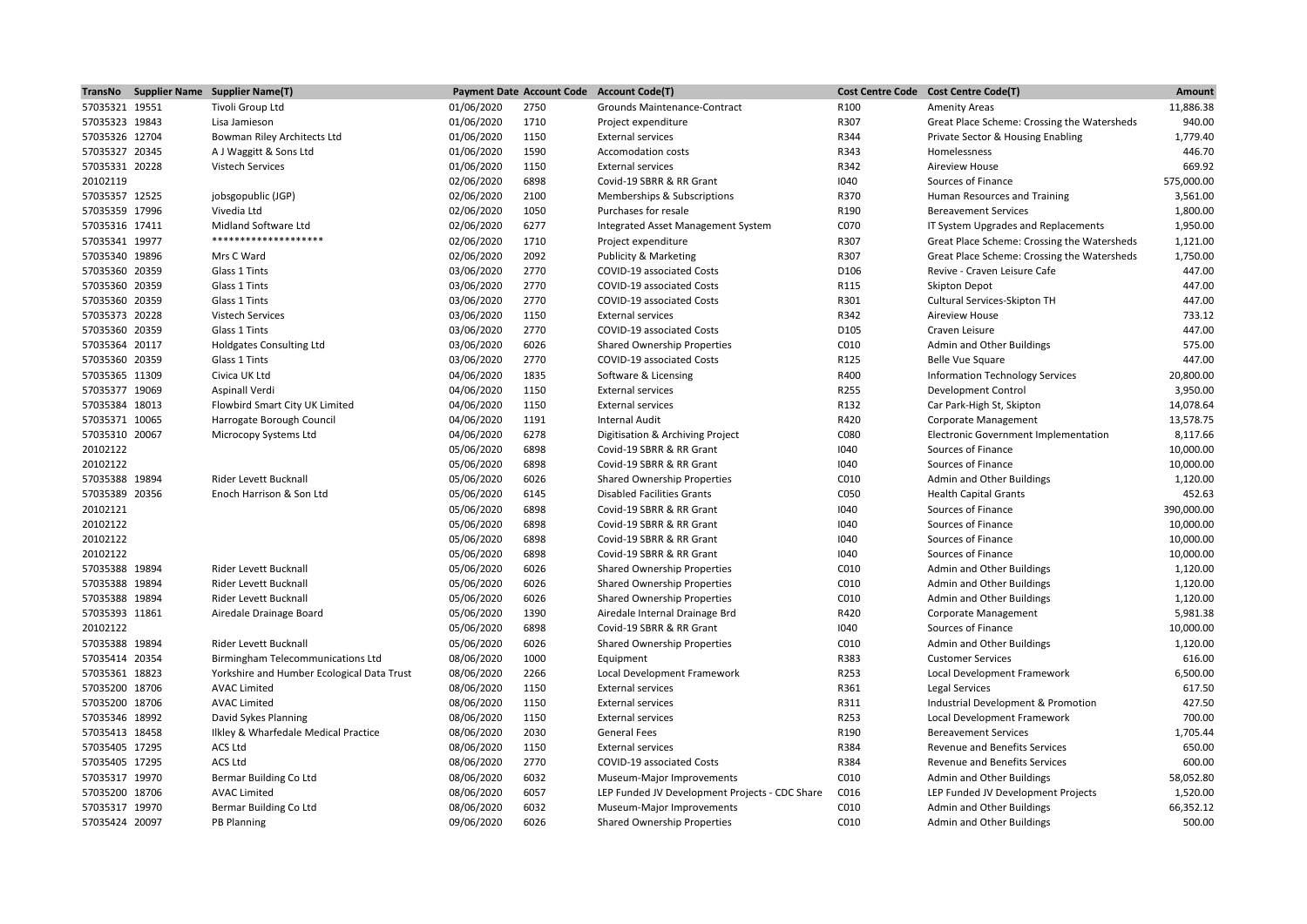| TransNo | Supplier Name | Supplier Name(T) | Payment Date | Account Code | Account Code(T) | Cost Centre Code | Cost Centre Code(T) | Amount |
|---|---|---|---|---|---|---|---|---|
| 57035321 | 19551 | Tivoli Group Ltd | 01/06/2020 | 2750 | Grounds Maintenance-Contract | R100 | Amenity Areas | 11,886.38 |
| 57035323 | 19843 | Lisa Jamieson | 01/06/2020 | 1710 | Project expenditure | R307 | Great Place Scheme: Crossing the Watersheds | 940.00 |
| 57035326 | 12704 | Bowman Riley Architects Ltd | 01/06/2020 | 1150 | External services | R344 | Private Sector & Housing Enabling | 1,779.40 |
| 57035327 | 20345 | A J Waggitt & Sons Ltd | 01/06/2020 | 1590 | Accomodation costs | R343 | Homelessness | 446.70 |
| 57035331 | 20228 | Vistech Services | 01/06/2020 | 1150 | External services | R342 | Aireview House | 669.92 |
| 20102119 | | | 02/06/2020 | 6898 | Covid-19 SBRR & RR Grant | I040 | Sources of Finance | 575,000.00 |
| 57035357 | 12525 | jobsgopublic (JGP) | 02/06/2020 | 2100 | Memberships & Subscriptions | R370 | Human Resources and Training | 3,561.00 |
| 57035359 | 17996 | Vivedia Ltd | 02/06/2020 | 1050 | Purchases for resale | R190 | Bereavement Services | 1,800.00 |
| 57035316 | 17411 | Midland Software Ltd | 02/06/2020 | 6277 | Integrated Asset Management System | C070 | IT System Upgrades and Replacements | 1,950.00 |
| 57035341 | 19977 | ******************** | 02/06/2020 | 1710 | Project expenditure | R307 | Great Place Scheme: Crossing the Watersheds | 1,121.00 |
| 57035340 | 19896 | Mrs C Ward | 02/06/2020 | 2092 | Publicity & Marketing | R307 | Great Place Scheme: Crossing the Watersheds | 1,750.00 |
| 57035360 | 20359 | Glass 1 Tints | 03/06/2020 | 2770 | COVID-19 associated Costs | D106 | Revive - Craven Leisure Cafe | 447.00 |
| 57035360 | 20359 | Glass 1 Tints | 03/06/2020 | 2770 | COVID-19 associated Costs | R115 | Skipton Depot | 447.00 |
| 57035360 | 20359 | Glass 1 Tints | 03/06/2020 | 2770 | COVID-19 associated Costs | R301 | Cultural Services-Skipton TH | 447.00 |
| 57035373 | 20228 | Vistech Services | 03/06/2020 | 1150 | External services | R342 | Aireview House | 733.12 |
| 57035360 | 20359 | Glass 1 Tints | 03/06/2020 | 2770 | COVID-19 associated Costs | D105 | Craven Leisure | 447.00 |
| 57035364 | 20117 | Holdgates Consulting Ltd | 03/06/2020 | 6026 | Shared Ownership Properties | C010 | Admin and Other Buildings | 575.00 |
| 57035360 | 20359 | Glass 1 Tints | 03/06/2020 | 2770 | COVID-19 associated Costs | R125 | Belle Vue Square | 447.00 |
| 57035365 | 11309 | Civica UK Ltd | 04/06/2020 | 1835 | Software & Licensing | R400 | Information Technology Services | 20,800.00 |
| 57035377 | 19069 | Aspinall Verdi | 04/06/2020 | 1150 | External services | R255 | Development Control | 3,950.00 |
| 57035384 | 18013 | Flowbird Smart City UK Limited | 04/06/2020 | 1150 | External services | R132 | Car Park-High St, Skipton | 14,078.64 |
| 57035371 | 10065 | Harrogate Borough Council | 04/06/2020 | 1191 | Internal Audit | R420 | Corporate Management | 13,578.75 |
| 57035310 | 20067 | Microcopy Systems Ltd | 04/06/2020 | 6278 | Digitisation & Archiving Project | C080 | Electronic Government Implementation | 8,117.66 |
| 20102122 | | | 05/06/2020 | 6898 | Covid-19 SBRR & RR Grant | I040 | Sources of Finance | 10,000.00 |
| 20102122 | | | 05/06/2020 | 6898 | Covid-19 SBRR & RR Grant | I040 | Sources of Finance | 10,000.00 |
| 57035388 | 19894 | Rider Levett Bucknall | 05/06/2020 | 6026 | Shared Ownership Properties | C010 | Admin and Other Buildings | 1,120.00 |
| 57035389 | 20356 | Enoch Harrison & Son Ltd | 05/06/2020 | 6145 | Disabled Facilities Grants | C050 | Health Capital Grants | 452.63 |
| 20102121 | | | 05/06/2020 | 6898 | Covid-19 SBRR & RR Grant | I040 | Sources of Finance | 390,000.00 |
| 20102122 | | | 05/06/2020 | 6898 | Covid-19 SBRR & RR Grant | I040 | Sources of Finance | 10,000.00 |
| 20102122 | | | 05/06/2020 | 6898 | Covid-19 SBRR & RR Grant | I040 | Sources of Finance | 10,000.00 |
| 20102122 | | | 05/06/2020 | 6898 | Covid-19 SBRR & RR Grant | I040 | Sources of Finance | 10,000.00 |
| 57035388 | 19894 | Rider Levett Bucknall | 05/06/2020 | 6026 | Shared Ownership Properties | C010 | Admin and Other Buildings | 1,120.00 |
| 57035388 | 19894 | Rider Levett Bucknall | 05/06/2020 | 6026 | Shared Ownership Properties | C010 | Admin and Other Buildings | 1,120.00 |
| 57035388 | 19894 | Rider Levett Bucknall | 05/06/2020 | 6026 | Shared Ownership Properties | C010 | Admin and Other Buildings | 1,120.00 |
| 57035393 | 11861 | Airedale Drainage Board | 05/06/2020 | 1390 | Airedale Internal Drainage Brd | R420 | Corporate Management | 5,981.38 |
| 20102122 | | | 05/06/2020 | 6898 | Covid-19 SBRR & RR Grant | I040 | Sources of Finance | 10,000.00 |
| 57035388 | 19894 | Rider Levett Bucknall | 05/06/2020 | 6026 | Shared Ownership Properties | C010 | Admin and Other Buildings | 1,120.00 |
| 57035414 | 20354 | Birmingham Telecommunications Ltd | 08/06/2020 | 1000 | Equipment | R383 | Customer Services | 616.00 |
| 57035361 | 18823 | Yorkshire and Humber Ecological Data Trust | 08/06/2020 | 2266 | Local Development Framework | R253 | Local Development Framework | 6,500.00 |
| 57035200 | 18706 | AVAC Limited | 08/06/2020 | 1150 | External services | R361 | Legal Services | 617.50 |
| 57035200 | 18706 | AVAC Limited | 08/06/2020 | 1150 | External services | R311 | Industrial Development & Promotion | 427.50 |
| 57035346 | 18992 | David Sykes Planning | 08/06/2020 | 1150 | External services | R253 | Local Development Framework | 700.00 |
| 57035413 | 18458 | Ilkley & Wharfedale Medical Practice | 08/06/2020 | 2030 | General Fees | R190 | Bereavement Services | 1,705.44 |
| 57035405 | 17295 | ACS Ltd | 08/06/2020 | 1150 | External services | R384 | Revenue and Benefits Services | 650.00 |
| 57035405 | 17295 | ACS Ltd | 08/06/2020 | 2770 | COVID-19 associated Costs | R384 | Revenue and Benefits Services | 600.00 |
| 57035317 | 19970 | Bermar Building Co Ltd | 08/06/2020 | 6032 | Museum-Major Improvements | C010 | Admin and Other Buildings | 58,052.80 |
| 57035200 | 18706 | AVAC Limited | 08/06/2020 | 6057 | LEP Funded JV Development Projects - CDC Share | C016 | LEP Funded JV Development Projects | 1,520.00 |
| 57035317 | 19970 | Bermar Building Co Ltd | 08/06/2020 | 6032 | Museum-Major Improvements | C010 | Admin and Other Buildings | 66,352.12 |
| 57035424 | 20097 | PB Planning | 09/06/2020 | 6026 | Shared Ownership Properties | C010 | Admin and Other Buildings | 500.00 |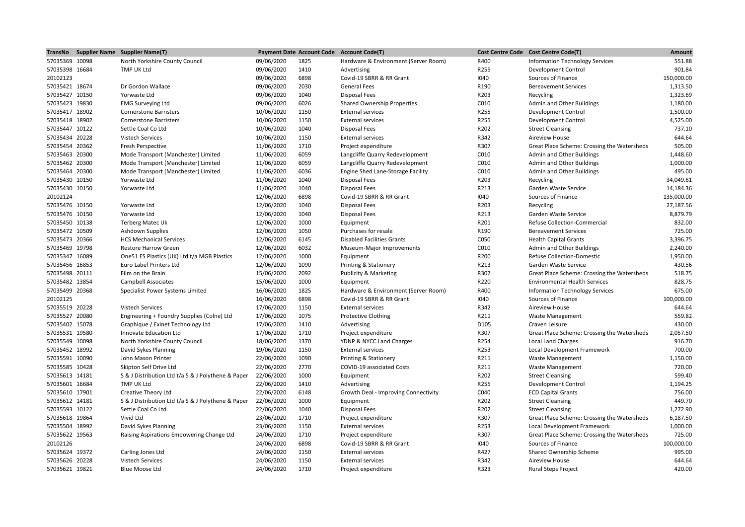| TransNo | Supplier Name | Supplier Name(T) | Payment Date | Account Code | Account Code(T) | Cost Centre Code | Cost Centre Code(T) | Amount |
|---|---|---|---|---|---|---|---|---|
| 57035369 | 10098 | North Yorkshire County Council | 09/06/2020 | 1825 | Hardware & Environment (Server Room) | R400 | Information Technology Services | 551.88 |
| 57035398 | 16684 | TMP UK Ltd | 09/06/2020 | 1410 | Advertising | R255 | Development Control | 901.84 |
| 20102123 | | | 09/06/2020 | 6898 | Covid-19 SBRR & RR Grant | I040 | Sources of Finance | 150,000.00 |
| 57035421 | 18674 | Dr Gordon Wallace | 09/06/2020 | 2030 | General Fees | R190 | Bereavement Services | 1,313.50 |
| 57035427 | 10150 | Yorwaste Ltd | 09/06/2020 | 1040 | Disposal Fees | R203 | Recycling | 1,323.69 |
| 57035423 | 19830 | EMG Surveying Ltd | 09/06/2020 | 6026 | Shared Ownership Properties | C010 | Admin and Other Buildings | 1,180.00 |
| 57035417 | 18902 | Cornerstone Barristers | 10/06/2020 | 1150 | External services | R255 | Development Control | 1,500.00 |
| 57035418 | 18902 | Cornerstone Barristers | 10/06/2020 | 1150 | External services | R255 | Development Control | 4,525.00 |
| 57035447 | 10122 | Settle Coal Co Ltd | 10/06/2020 | 1040 | Disposal Fees | R202 | Street Cleansing | 737.10 |
| 57035434 | 20228 | Vistech Services | 10/06/2020 | 1150 | External services | R342 | Aireview House | 644.64 |
| 57035454 | 20362 | Fresh Perspective | 11/06/2020 | 1710 | Project expenditure | R307 | Great Place Scheme: Crossing the Watersheds | 505.00 |
| 57035463 | 20300 | Mode Transport (Manchester) Limited | 11/06/2020 | 6059 | Langcliffe Quarry Redevelopment | C010 | Admin and Other Buildings | 1,448.60 |
| 57035462 | 20300 | Mode Transport (Manchester) Limited | 11/06/2020 | 6059 | Langcliffe Quarry Redevelopment | C010 | Admin and Other Buildings | 1,000.00 |
| 57035464 | 20300 | Mode Transport (Manchester) Limited | 11/06/2020 | 6036 | Engine Shed Lane-Storage Facility | C010 | Admin and Other Buildings | 495.00 |
| 57035430 | 10150 | Yorwaste Ltd | 11/06/2020 | 1040 | Disposal Fees | R203 | Recycling | 34,049.61 |
| 57035430 | 10150 | Yorwaste Ltd | 11/06/2020 | 1040 | Disposal Fees | R213 | Garden Waste Service | 14,184.36 |
| 20102124 | | | 12/06/2020 | 6898 | Covid-19 SBRR & RR Grant | I040 | Sources of Finance | 135,000.00 |
| 57035476 | 10150 | Yorwaste Ltd | 12/06/2020 | 1040 | Disposal Fees | R203 | Recycling | 27,187.56 |
| 57035476 | 10150 | Yorwaste Ltd | 12/06/2020 | 1040 | Disposal Fees | R213 | Garden Waste Service | 8,879.79 |
| 57035450 | 10138 | Terberg Matec Uk | 12/06/2020 | 1000 | Equipment | R201 | Refuse Collection-Commercial | 832.00 |
| 57035472 | 10509 | Ashdown Supplies | 12/06/2020 | 1050 | Purchases for resale | R190 | Bereavement Services | 725.00 |
| 57035473 | 20366 | HCS Mechanical Services | 12/06/2020 | 6145 | Disabled Facilities Grants | C050 | Health Capital Grants | 3,396.75 |
| 57035469 | 19798 | Restore Harrow Green | 12/06/2020 | 6032 | Museum-Major Improvements | C010 | Admin and Other Buildings | 2,240.00 |
| 57035347 | 16089 | One51 ES Plastics (UK) Ltd t/a MGB Plastics | 12/06/2020 | 1000 | Equipment | R200 | Refuse Collection-Domestic | 1,950.00 |
| 57035456 | 16853 | Euro Label Printers Ltd | 12/06/2020 | 1090 | Printing & Stationery | R213 | Garden Waste Service | 430.56 |
| 57035498 | 20111 | Film on the Brain | 15/06/2020 | 2092 | Publicity & Marketing | R307 | Great Place Scheme: Crossing the Watersheds | 518.75 |
| 57035482 | 13854 | Campbell Associates | 15/06/2020 | 1000 | Equipment | R220 | Environmental Health Services | 828.75 |
| 57035499 | 20368 | Specialist Power Systems Limited | 16/06/2020 | 1825 | Hardware & Environment (Server Room) | R400 | Information Technology Services | 675.00 |
| 20102125 | | | 16/06/2020 | 6898 | Covid-19 SBRR & RR Grant | I040 | Sources of Finance | 100,000.00 |
| 57035519 | 20228 | Vistech Services | 17/06/2020 | 1150 | External services | R342 | Aireview House | 644.64 |
| 57035527 | 20080 | Engineering + Foundry Supplies (Colne) Ltd | 17/06/2020 | 1075 | Protective Clothing | R211 | Waste Management | 559.82 |
| 57035402 | 15078 | Graphique / Exinet Technology Ltd | 17/06/2020 | 1410 | Advertising | D105 | Craven Leisure | 430.00 |
| 57035531 | 19580 | Innovate Education Ltd | 17/06/2020 | 1710 | Project expenditure | R307 | Great Place Scheme: Crossing the Watersheds | 2,057.50 |
| 57035549 | 10098 | North Yorkshire County Council | 18/06/2020 | 1370 | YDNP & NYCC Land Charges | R254 | Local Land Charges | 916.70 |
| 57035452 | 18992 | David Sykes Planning | 19/06/2020 | 1150 | External services | R253 | Local Development Framework | 700.00 |
| 57035591 | 10090 | John Mason Printer | 22/06/2020 | 1090 | Printing & Stationery | R211 | Waste Management | 1,150.00 |
| 57035585 | 10428 | Skipton Self Drive Ltd | 22/06/2020 | 2770 | COVID-19 associated Costs | R211 | Waste Management | 720.00 |
| 57035613 | 14181 | S & J Distribution Ltd t/a S & J Polythene & Paper | 22/06/2020 | 1000 | Equipment | R202 | Street Cleansing | 599.40 |
| 57035601 | 16684 | TMP UK Ltd | 22/06/2020 | 1410 | Advertising | R255 | Development Control | 1,194.25 |
| 57035610 | 17901 | Creative Theory Ltd | 22/06/2020 | 6148 | Growth Deal - Improving Connectivity | C040 | ECD Capital Grants | 756.00 |
| 57035612 | 14181 | S & J Distribution Ltd t/a S & J Polythene & Paper | 22/06/2020 | 1000 | Equipment | R202 | Street Cleansing | 449.70 |
| 57035593 | 10122 | Settle Coal Co Ltd | 22/06/2020 | 1040 | Disposal Fees | R202 | Street Cleansing | 1,272.90 |
| 57035618 | 19864 | Vivid Ltd | 23/06/2020 | 1710 | Project expenditure | R307 | Great Place Scheme: Crossing the Watersheds | 6,187.50 |
| 57035504 | 18992 | David Sykes Planning | 23/06/2020 | 1150 | External services | R253 | Local Development Framework | 1,000.00 |
| 57035622 | 19563 | Raising Aspirations Empowering Change Ltd | 24/06/2020 | 1710 | Project expenditure | R307 | Great Place Scheme: Crossing the Watersheds | 725.00 |
| 20102126 | | | 24/06/2020 | 6898 | Covid-19 SBRR & RR Grant | I040 | Sources of Finance | 100,000.00 |
| 57035624 | 19372 | Carling Jones Ltd | 24/06/2020 | 1150 | External services | R427 | Shared Ownership Scheme | 995.00 |
| 57035626 | 20228 | Vistech Services | 24/06/2020 | 1150 | External services | R342 | Aireview House | 644.64 |
| 57035621 | 19821 | Blue Moose Ltd | 24/06/2020 | 1710 | Project expenditure | R323 | Rural Steps Project | 420.00 |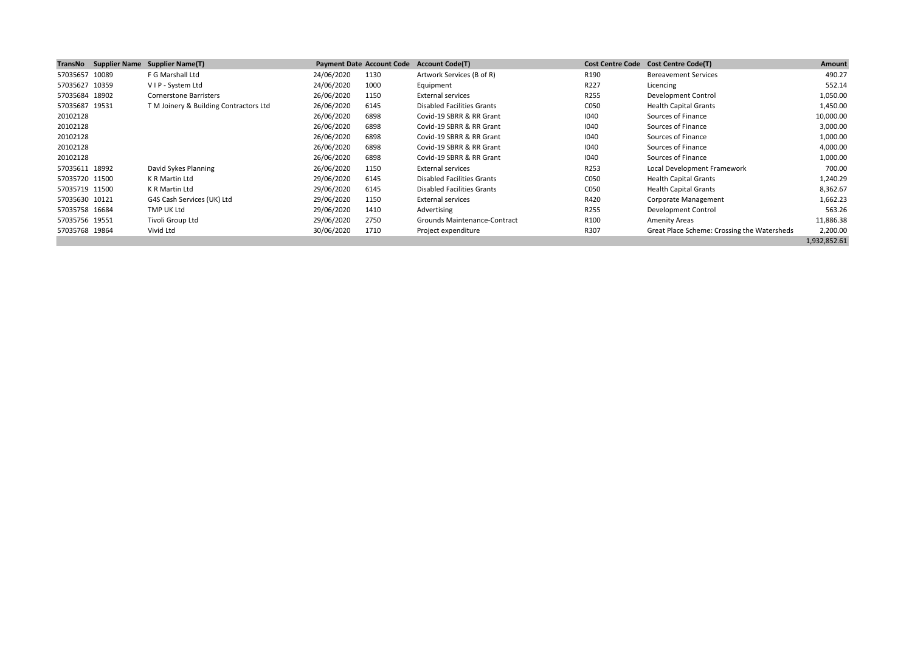| TransNo | Supplier Name | Supplier Name(T) | Payment Date | Account Code | Account Code(T) | Cost Centre Code | Cost Centre Code(T) | Amount |
|---|---|---|---|---|---|---|---|---|
| 57035657 | 10089 | F G Marshall Ltd | 24/06/2020 | 1130 | Artwork Services (B of R) | R190 | Bereavement Services | 490.27 |
| 57035627 | 10359 | V I P - System Ltd | 24/06/2020 | 1000 | Equipment | R227 | Licencing | 552.14 |
| 57035684 | 18902 | Cornerstone Barristers | 26/06/2020 | 1150 | External services | R255 | Development Control | 1,050.00 |
| 57035687 | 19531 | T M Joinery & Building Contractors Ltd | 26/06/2020 | 6145 | Disabled Facilities Grants | C050 | Health Capital Grants | 1,450.00 |
| 20102128 | | | 26/06/2020 | 6898 | Covid-19 SBRR & RR Grant | I040 | Sources of Finance | 10,000.00 |
| 20102128 | | | 26/06/2020 | 6898 | Covid-19 SBRR & RR Grant | I040 | Sources of Finance | 3,000.00 |
| 20102128 | | | 26/06/2020 | 6898 | Covid-19 SBRR & RR Grant | I040 | Sources of Finance | 1,000.00 |
| 20102128 | | | 26/06/2020 | 6898 | Covid-19 SBRR & RR Grant | I040 | Sources of Finance | 4,000.00 |
| 20102128 | | | 26/06/2020 | 6898 | Covid-19 SBRR & RR Grant | I040 | Sources of Finance | 1,000.00 |
| 57035611 | 18992 | David Sykes Planning | 26/06/2020 | 1150 | External services | R253 | Local Development Framework | 700.00 |
| 57035720 | 11500 | K R Martin Ltd | 29/06/2020 | 6145 | Disabled Facilities Grants | C050 | Health Capital Grants | 1,240.29 |
| 57035719 | 11500 | K R Martin Ltd | 29/06/2020 | 6145 | Disabled Facilities Grants | C050 | Health Capital Grants | 8,362.67 |
| 57035630 | 10121 | G4S Cash Services (UK) Ltd | 29/06/2020 | 1150 | External services | R420 | Corporate Management | 1,662.23 |
| 57035758 | 16684 | TMP UK Ltd | 29/06/2020 | 1410 | Advertising | R255 | Development Control | 563.26 |
| 57035756 | 19551 | Tivoli Group Ltd | 29/06/2020 | 2750 | Grounds Maintenance-Contract | R100 | Amenity Areas | 11,886.38 |
| 57035768 | 19864 | Vivid Ltd | 30/06/2020 | 1710 | Project expenditure | R307 | Great Place Scheme: Crossing the Watersheds | 2,200.00 |
| | | | | | | | | 1,932,852.61 |